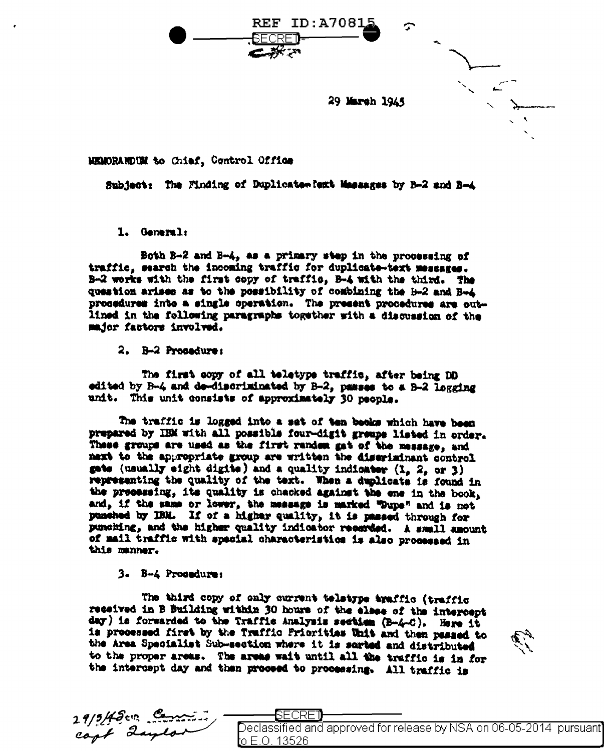REF ID:A70815

SECRET

29 March 1945

MEMORANDUM to Chief, Control Office

Subject: The Finding of Duplicate-Text Messages by B-2 and B-4

1. General:

Both B-2 and B-4, as a primary step in the processing of traffic, search the incoming traffic for duplicate-text messages. B-2 works with the first copy of traffic, B-4 with the third. The question arises as to the possibility of combining the B-2 and B-4 procedures into a single operation. The present procedures are outlined in the following paragraphs together with a discussion of the major factors involved.

2. B-2 Procedure:

The first copy of all teletype traffic, after being DD edited by B-4 and de-discriminated by B-2, passes to a B-2 logging unit. This unit consists of approximately 30 people.

The traffic is logged into a set of ten books which have been prepared by IBM with all possible four-digit groups listed in order. These groups are used as the first random gat of the message, and next to the appropriate group are written the discriminant control gats (usually eight digits) and a quality indicator (1, 2, or 3) representing the quality of the text. When a duplicate is found in the processing, its quality is checked against the one in the book, and, if the same or lower, the message is marked "Dupe" and is not punched by IBM. If of a higher quality, it is passed through for punching, and the higher quality indicator recorded. A small amount of mail traffic with special characteristics is also processed in this manner.

3. B-4 Procedure:

The third copy of only current teletype traffic (traffic received in B Building within 30 hours of the close of the intercept day) is forwarded to the Traffic Analysis section (B-4-C). Here it is processed first by the Traffic Priorities Unit and then passed to the Area Specialist Sub-section where it is sorted and distributed to the proper areas. The areas wait until all the traffic is in for the intercept day and then proceed to processing. All traffic is

29/3/45 ... Capt Taylor

SECRET

Declassified and approved for release by NSA on 06-05-2014 pursuant to E.O. 13526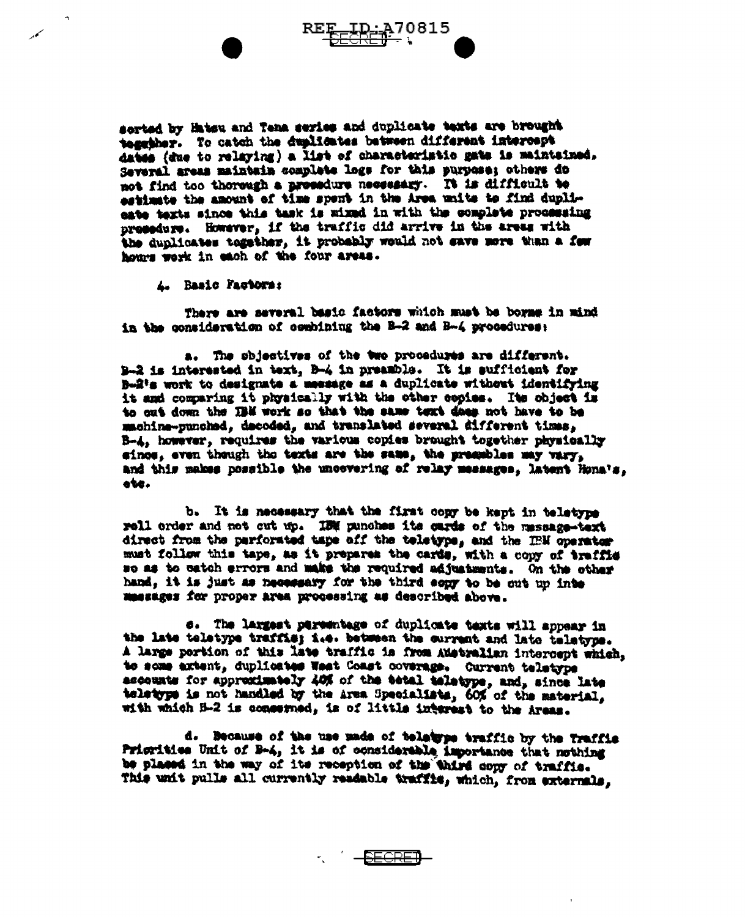sorted by Hatsu and Tena series and duplicate texts are brought together. To catch the duplicates between different intercept dates (due to relaying) a list of characteristic gats is maintained. Several areas maintain complete logs for this purpose; others do not find too thorough a procedure necessary. It is difficult to estimate the amount of time spent in the Area units to find duplicate texts since this task is mixed in with the complete processing procedure. However, if the traffic did arrive in the areas with the duplicates together, it probably would not save more than a few hours work in each of the four areas.

4. Basic Factors:

There are several basic factors which must be borne in mind in the consideration of combining the B-2 and B-4 procedures:

a. The objectives of the two procedures are different. B-2 is interested in text, B-4 in preamble. It is sufficient for B-2's work to designate a message as a duplicate without identifying it and comparing it physically with the other copies. Its object is to cut down the IBM work so that the same text does not have to be machine-punched, decoded, and translated several different times. B-4, however, requires the various copies brought together physically since, even though the texts are the same, the preambles may vary, and this makes possible the uncovering of relay messages, latent Hona's, etc.

b. It is necessary that the first copy be kept in teletype roll order and not cut up. IBM punches its cards of the message-text direct from the perforated tape off the teletype, and the IBM operator must follow this tape, as it prepares the cards, with a copy of traffic so as to catch errors and make the required adjustments. On the other hand, it is just as necessary for the third copy to be cut up into messages for proper area processing as described above.

c. The largest percentage of duplicate texts will appear in the late teletype traffic; i.e. between the current and late teletype. A large portion of this late traffic is from Australian intercept which, to some extent, duplicates West Coast coverage. Current teletype accounts for approximately 40% of the total teletype, and, since late teletype is not handled by the Area Specialists, 60% of the material, with which B-2 is concerned, is of little interest to the Areas.

d. Because of the use made of teletype traffic by the Traffic Priorities Unit of B-4, it is of considerable importance that nothing be placed in the way of its reception of the third copy of traffic. This unit pulls all currently readable traffic, which, from externals,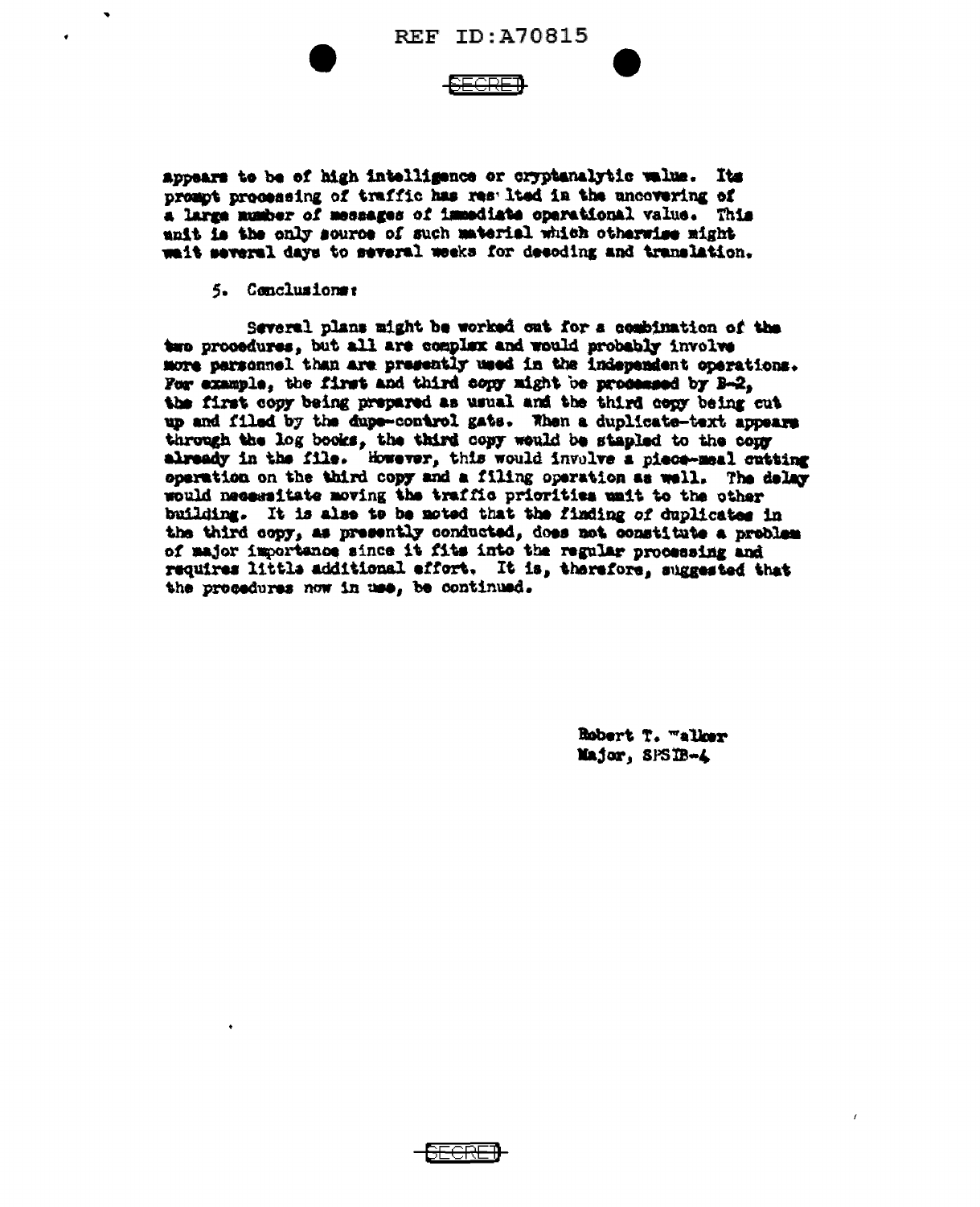appears to be of high intelligence or cryptanalytic value. Its prompt processing of traffic has resulted in the uncovering of a large number of messages of immediate operational value. This unit is the only source of such material which otherwise might wait several days to several weeks for decoding and translation.

5. Conclusions:

Several plans might be worked out for a combination of the two procedures, but all are complex and would probably involve more personnel than are presently used in the independent operations. For example, the first and third copy might be processed by B-2, the first copy being prepared as usual and the third copy being cut up and filed by the dupe-control gate. When a duplicate-text appears through the log books, the third copy would be stapled to the copy already in the file. However, this would involve a piece-meal cutting operation on the third copy and a filing operation as well. The delay would necessitate moving the traffic priorities unit to the other building. It is also to be noted that the finding of duplicates in the third copy, as presently conducted, does not constitute a problem of major importance since it fits into the regular processing and requires little additional effort. It is, therefore, suggested that the procedures now in use, be continued.

Robert T. Walker
Major, SPSIB-4